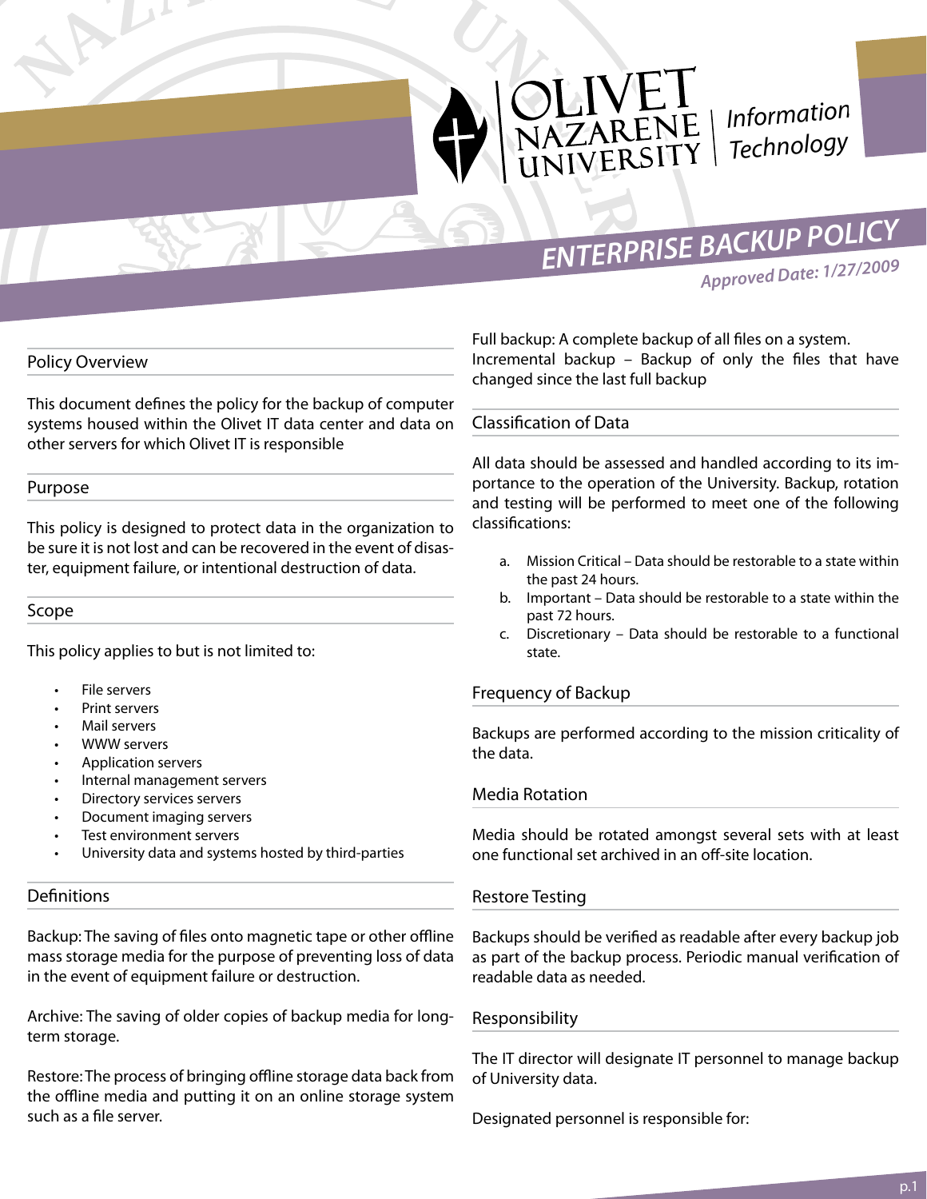Olivet Nazarene University | Information Technology

# ENTERPRISE BACKUP POLICY

*Approved Date: 1/27/2009*

## Policy Overview

This document defines the policy for the backup of computer systems housed within the Olivet IT data center and data on other servers for which Olivet IT is responsible

## Purpose

This policy is designed to protect data in the organization to be sure it is not lost and can be recovered in the event of disaster, equipment failure, or intentional destruction of data.

## Scope

This policy applies to but is not limited to:

- File servers
- Print servers
- Mail servers
- WWW servers
- Application servers
- Internal management servers
- Directory services servers
- Document imaging servers
- Test environment servers
- University data and systems hosted by third-parties

## Definitions

Backup: The saving of files onto magnetic tape or other offline mass storage media for the purpose of preventing loss of data in the event of equipment failure or destruction.

Archive: The saving of older copies of backup media for long-term storage.

Restore: The process of bringing offline storage data back from the offline media and putting it on an online storage system such as a file server.

Full backup: A complete backup of all files on a system.
Incremental backup – Backup of only the files that have changed since the last full backup

## Classification of Data

All data should be assessed and handled according to its importance to the operation of the University. Backup, rotation and testing will be performed to meet one of the following classifications:

a. Mission Critical – Data should be restorable to a state within the past 24 hours.
b. Important – Data should be restorable to a state within the past 72 hours.
c. Discretionary – Data should be restorable to a functional state.

## Frequency of Backup

Backups are performed according to the mission criticality of the data.

## Media Rotation

Media should be rotated amongst several sets with at least one functional set archived in an off-site location.

## Restore Testing

Backups should be verified as readable after every backup job as part of the backup process. Periodic manual verification of readable data as needed.

## Responsibility

The IT director will designate IT personnel to manage backup of University data.

Designated personnel is responsible for: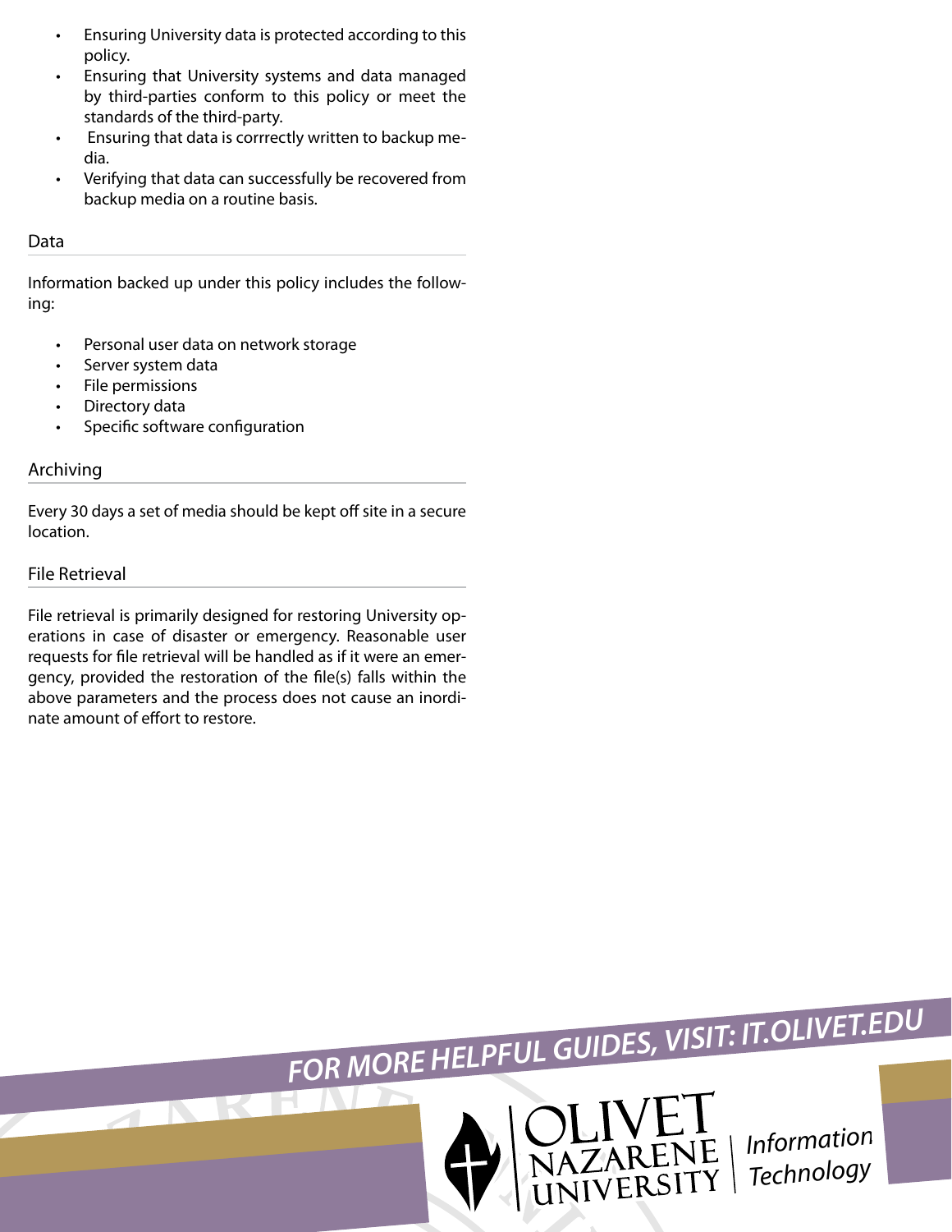- Ensuring University data is protected according to this policy.
- Ensuring that University systems and data managed by third-parties conform to this policy or meet the standards of the third-party.
- Ensuring that data is corrrectly written to backup media.
- Verifying that data can successfully be recovered from backup media on a routine basis.

## Data

Information backed up under this policy includes the following:

- Personal user data on network storage
- Server system data
- File permissions
- Directory data
- Specific software configuration

## Archiving

Every 30 days a set of media should be kept off site in a secure location.

## File Retrieval

File retrieval is primarily designed for restoring University operations in case of disaster or emergency. Reasonable user requests for file retrieval will be handled as if it were an emergency, provided the restoration of the file(s) falls within the above parameters and the process does not cause an inordinate amount of effort to restore.

**FOR MORE HELPFUL GUIDES, VISIT: IT.OLIVET.EDU**

OLIVET NAZARENE UNIVERSITY | Information Technology